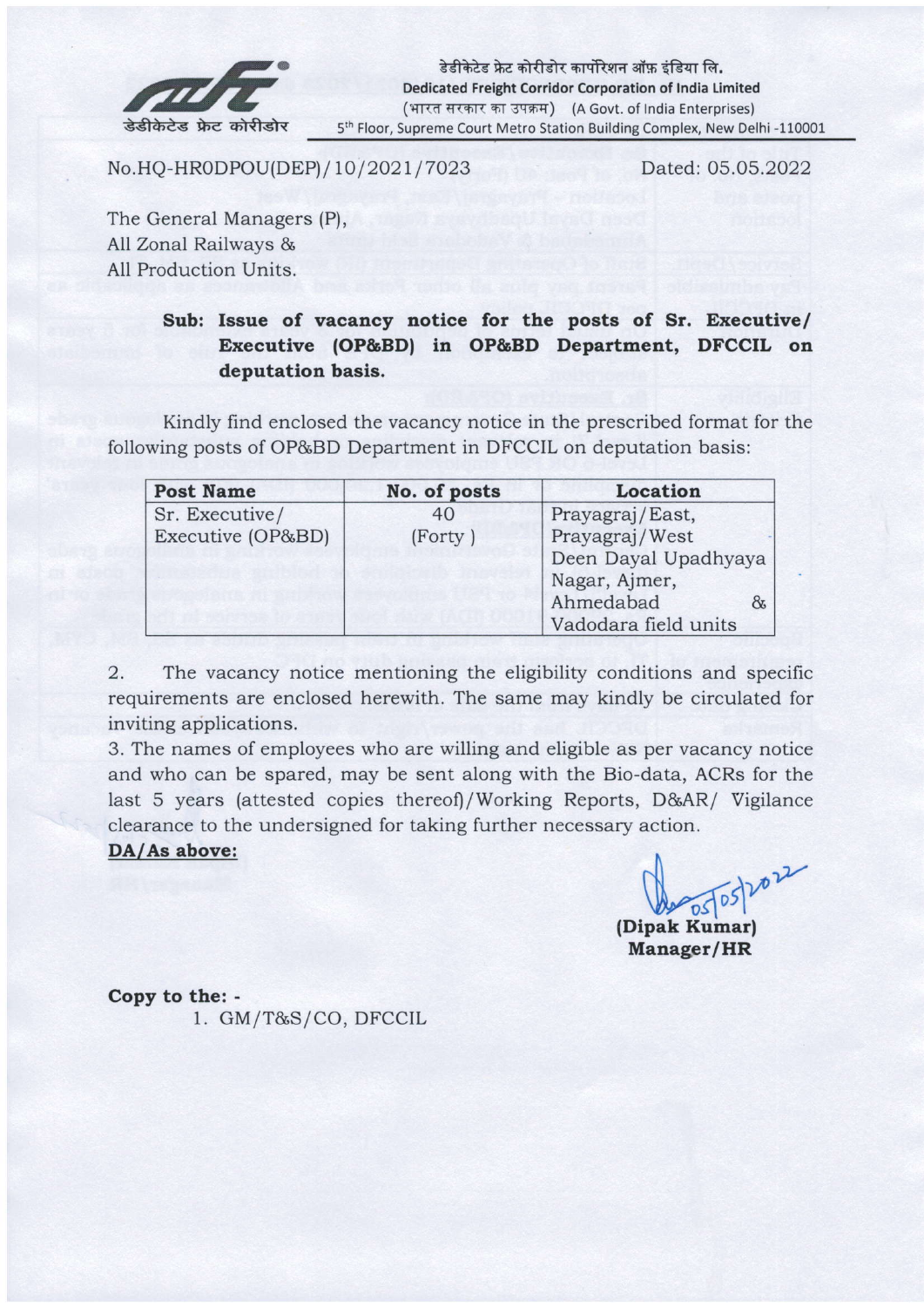डेडीकेटेड फ्रेट कोरीडोर कार्पोरेशन ऑफ़ इंडिया लि.
**Dedicated Freight Corridor Corporation of India Limited**
(भारत सरकार का उपक्रम) (A Govt. of India Enterprises)
5th Floor, Supreme Court Metro Station Building Complex, New Delhi -110001

डेडीकेटेड फ्रेट कोरीडोर

No.HQ-HR0DPOU(DEP)/10/2021/7023 Dated: 05.05.2022

The General Managers (P),
All Zonal Railways &
All Production Units.

**Sub: Issue of vacancy notice for the posts of Sr. Executive/ Executive (OP&BD) in OP&BD Department, DFCCIL on deputation basis.**

Kindly find enclosed the vacancy notice in the prescribed format for the following posts of OP&BD Department in DFCCIL on deputation basis:

| Post Name | No. of posts | Location |
|---|---|---|
| Sr. Executive/ Executive (OP&BD) | 40 (Forty ) | Prayagraj/East, Prayagraj/West Deen Dayal Upadhyaya Nagar, Ajmer, Ahmedabad & Vadodara field units |

2. The vacancy notice mentioning the eligibility conditions and specific requirements are enclosed herewith. The same may kindly be circulated for inviting applications.

3. The names of employees who are willing and eligible as per vacancy notice and who can be spared, may be sent along with the Bio-data, ACRs for the last 5 years (attested copies thereof)/Working Reports, D&AR/ Vigilance clearance to the undersigned for taking further necessary action.

**DA/As above:**

05/05/2022

**(Dipak Kumar)**
**Manager/HR**

**Copy to the: -**

1. GM/T&S/CO, DFCCIL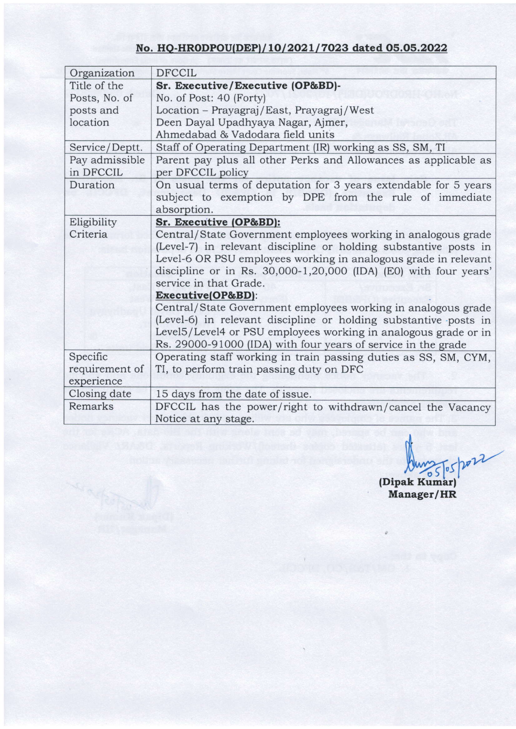**No. HQ-HRODPOU(DEP)/10/2021/7023 dated 05.05.2022**

| Organization | DFCCIL |
|---|---|
| Title of the Posts, No. of posts and location | **Sr. Executive/Executive (OP&BD)-**<br>No. of Post: 40 (Forty)<br>Location – Prayagraj/East, Prayagraj/West<br>Deen Dayal Upadhyaya Nagar, Ajmer,<br>Ahmedabad & Vadodara field units |
| Service/Deptt. | Staff of Operating Department (IR) working as SS, SM, TI |
| Pay admissible in DFCCIL | Parent pay plus all other Perks and Allowances as applicable as per DFCCIL policy |
| Duration | On usual terms of deputation for 3 years extendable for 5 years subject to exemption by DPE from the rule of immediate absorption. |
| Eligibility Criteria | **Sr. Executive (OP&BD):**<br>Central/State Government employees working in analogous grade (Level-7) in relevant discipline or holding substantive posts in Level-6 OR PSU employees working in analogous grade in relevant discipline or in Rs. 30,000-1,20,000 (IDA) (E0) with four years' service in that Grade.<br>**Executive(OP&BD)**:<br>Central/State Government employees working in analogous grade (Level-6) in relevant discipline or holding substantive posts in Level5/Level4 or PSU employees working in analogous grade or in Rs. 29000-91000 (IDA) with four years of service in the grade |
| Specific requirement of experience | Operating staff working in train passing duties as SS, SM, CYM, TI, to perform train passing duty on DFC |
| Closing date | 15 days from the date of issue. |
| Remarks | DFCCIL has the power/right to withdrawn/cancel the Vacancy Notice at any stage. |

05/05/2022

**(Dipak Kumar)**
**Manager/HR**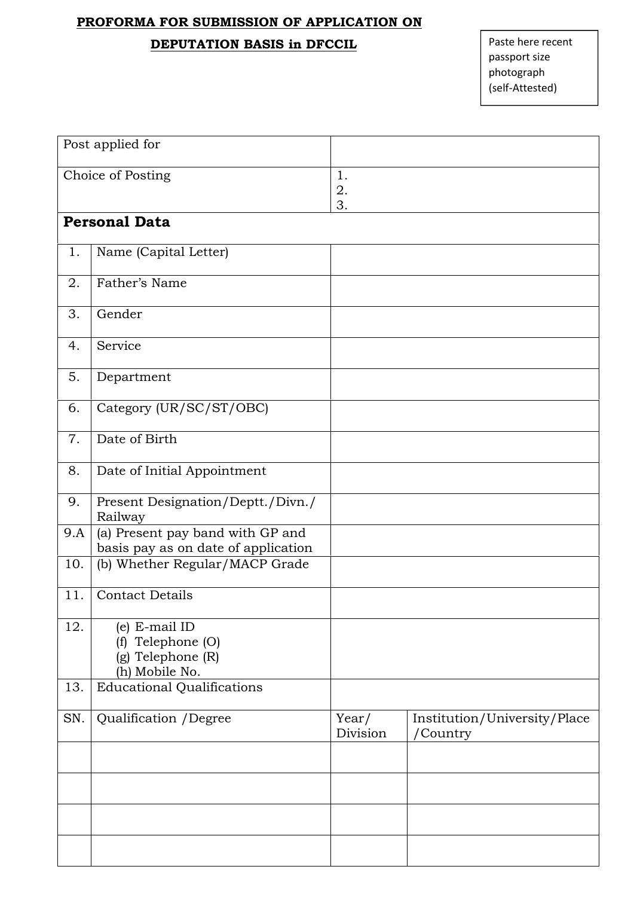**PROFORMA FOR SUBMISSION OF APPLICATION ON DEPUTATION BASIS in DFCCIL**

Paste here recent passport size photograph (self-Attested)

| | | | |
|---|---|---|---|
| Post applied for | | | |
| Choice of Posting | | 1.<br>2.<br>3. | |
| **Personal Data** | | | |
| 1. | Name (Capital Letter) | | |
| 2. | Father's Name | | |
| 3. | Gender | | |
| 4. | Service | | |
| 5. | Department | | |
| 6. | Category (UR/SC/ST/OBC) | | |
| 7. | Date of Birth | | |
| 8. | Date of Initial Appointment | | |
| 9. | Present Designation/Deptt./Divn./ Railway | | |
| 9.A | (a) Present pay band with GP and basis pay as on date of application | | |
| 10. | (b) Whether Regular/MACP Grade | | |
| 11. | Contact Details | | |
| 12. | (e) E-mail ID<br>(f) Telephone (O)<br>(g) Telephone (R)<br>(h) Mobile No. | | |
| 13. | Educational Qualifications | | |
| SN. | Qualification /Degree | Year/ Division | Institution/University/Place /Country |
| | | | |
| | | | |
| | | | |
| | | | |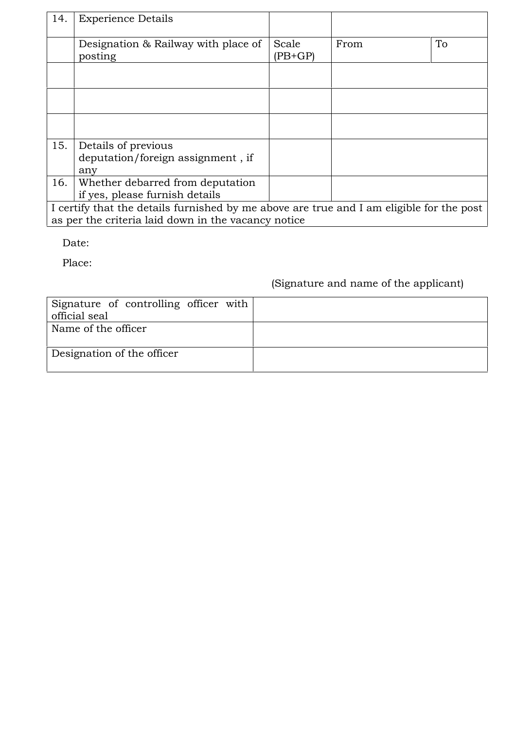| | | | | |
|---|---|---|---|---|
| 14. | Experience Details | | | |
| | Designation & Railway with place of posting | Scale (PB+GP) | From | To |
| | | | | |
| | | | | |
| | | | | |
| 15. | Details of previous deputation/foreign assignment , if any | | | |
| 16. | Whether debarred from deputation if yes, please furnish details | | | |
| I certify that the details furnished by me above are true and I am eligible for the post as per the criteria laid down in the vacancy notice | | | | |

Date:

Place:

(Signature and name of the applicant)

| | |
|---|---|
| Signature of controlling officer with official seal | |
| Name of the officer | |
| Designation of the officer | |